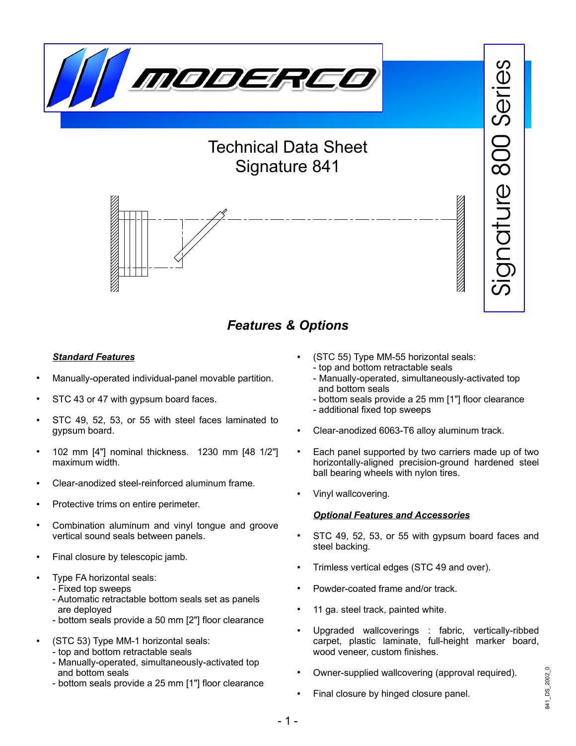# Technical Data Sheet
# Signature 841

Signature 800 Series

## *Features & Options*

### ***Standard Features***

- Manually-operated individual-panel movable partition.
- STC 43 or 47 with gypsum board faces.
- STC 49, 52, 53, or 55 with steel faces laminated to gypsum board.
- 102 mm [4"] nominal thickness. 1230 mm [48 1/2"] maximum width.
- Clear-anodized steel-reinforced aluminum frame.
- Protective trims on entire perimeter.
- Combination aluminum and vinyl tongue and groove vertical sound seals between panels.
- Final closure by telescopic jamb.
- Type FA horizontal seals:
  - Fixed top sweeps
  - Automatic retractable bottom seals set as panels are deployed
  - bottom seals provide a 50 mm [2"] floor clearance
- (STC 53) Type MM-1 horizontal seals:
  - top and bottom retractable seals
  - Manually-operated, simultaneously-activated top and bottom seals
  - bottom seals provide a 25 mm [1"] floor clearance
- (STC 55) Type MM-55 horizontal seals:
  - top and bottom retractable seals
  - Manually-operated, simultaneously-activated top and bottom seals
  - bottom seals provide a 25 mm [1"] floor clearance
  - additional fixed top sweeps
- Clear-anodized 6063-T6 alloy aluminum track.
- Each panel supported by two carriers made up of two horizontally-aligned precision-ground hardened steel ball bearing wheels with nylon tires.
- Vinyl wallcovering.

### ***Optional Features and Accessories***

- STC 49, 52, 53, or 55 with gypsum board faces and steel backing.
- Trimless vertical edges (STC 49 and over).
- Powder-coated frame and/or track.
- 11 ga. steel track, painted white.
- Upgraded wallcoverings : fabric, vertically-ribbed carpet, plastic laminate, full-height marker board, wood veneer, custom finishes.
- Owner-supplied wallcovering (approval required).
- Final closure by hinged closure panel.

841_DS_2002_0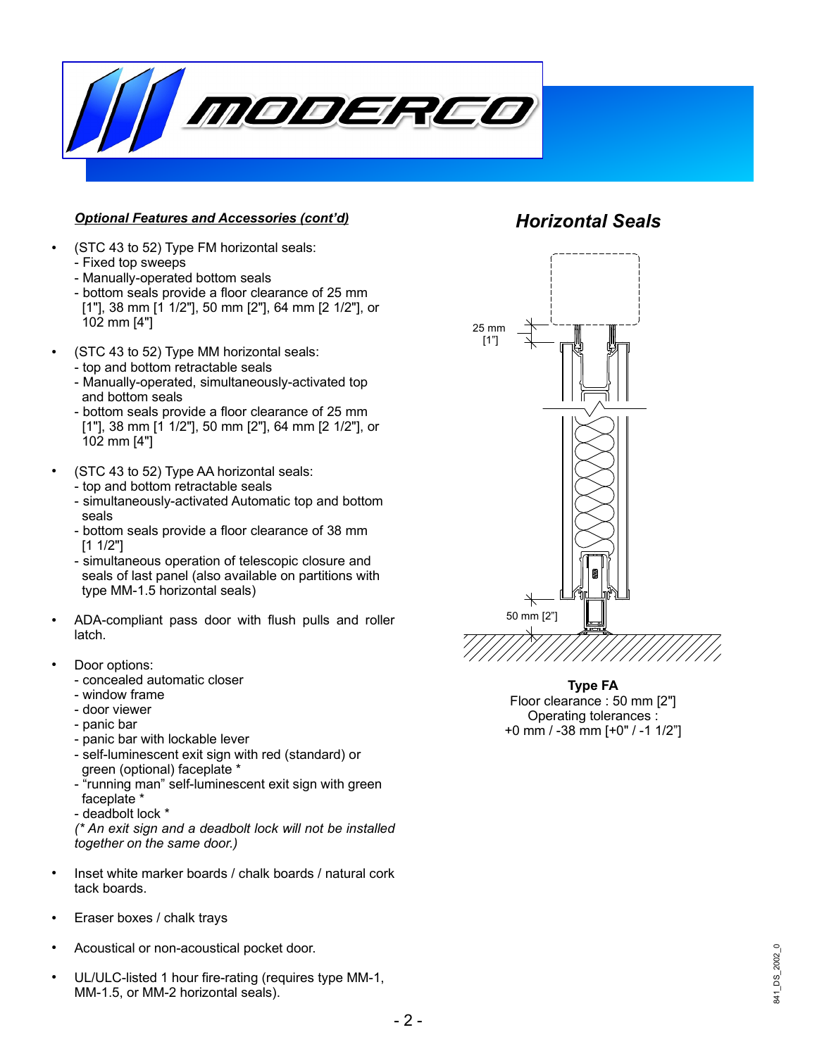***Optional Features and Accessories (cont'd)***

- (STC 43 to 52) Type FM horizontal seals:
  - Fixed top sweeps
  - Manually-operated bottom seals
  - bottom seals provide a floor clearance of 25 mm [1"], 38 mm [1 1/2"], 50 mm [2"], 64 mm [2 1/2"], or 102 mm [4"]

- (STC 43 to 52) Type MM horizontal seals:
  - top and bottom retractable seals
  - Manually-operated, simultaneously-activated top and bottom seals
  - bottom seals provide a floor clearance of 25 mm [1"], 38 mm [1 1/2"], 50 mm [2"], 64 mm [2 1/2"], or 102 mm [4"]

- (STC 43 to 52) Type AA horizontal seals:
  - top and bottom retractable seals
  - simultaneously-activated Automatic top and bottom seals
  - bottom seals provide a floor clearance of 38 mm [1 1/2"]
  - simultaneous operation of telescopic closure and seals of last panel (also available on partitions with type MM-1.5 horizontal seals)

- ADA-compliant pass door with flush pulls and roller latch.

- Door options:
  - concealed automatic closer
  - window frame
  - door viewer
  - panic bar
  - panic bar with lockable lever
  - self-luminescent exit sign with red (standard) or green (optional) faceplate *
  - "running man" self-luminescent exit sign with green faceplate *
  - deadbolt lock *

  *(* An exit sign and a deadbolt lock will not be installed together on the same door.)*

- Inset white marker boards / chalk boards / natural cork tack boards.

- Eraser boxes / chalk trays

- Acoustical or non-acoustical pocket door.

- UL/ULC-listed 1 hour fire-rating (requires type MM-1, MM-1.5, or MM-2 horizontal seals).

## *Horizontal Seals*

25 mm [1"]

50 mm [2"]

**Type FA**
Floor clearance : 50 mm [2"]
Operating tolerances :
+0 mm / -38 mm [+0" / -1 1/2"]

841_DS_2002_0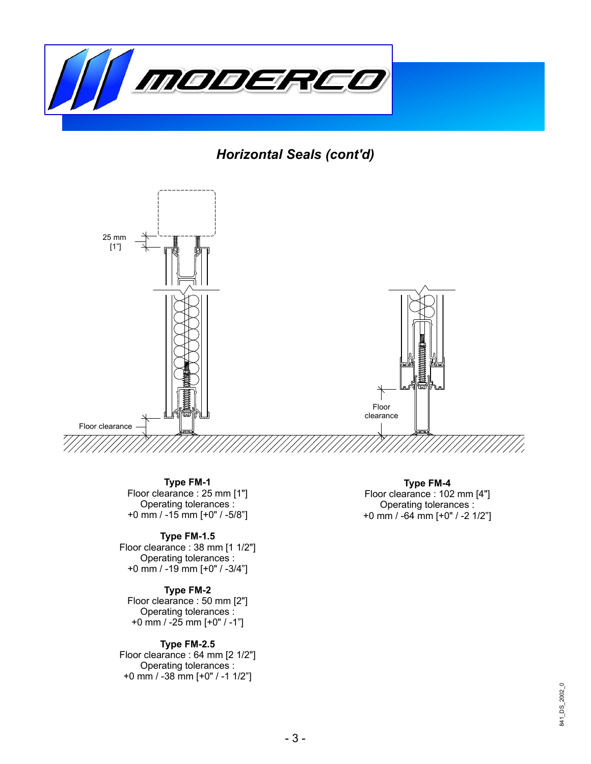## *Horizontal Seals (cont'd)*

25 mm [1"]

Floor clearance

Floor clearance

**Type FM-1**
Floor clearance : 25 mm [1"]
Operating tolerances :
+0 mm / -15 mm [+0" / -5/8"]

**Type FM-1.5**
Floor clearance : 38 mm [1 1/2"]
Operating tolerances :
+0 mm / -19 mm [+0" / -3/4"]

**Type FM-2**
Floor clearance : 50 mm [2"]
Operating tolerances :
+0 mm / -25 mm [+0" / -1"]

**Type FM-2.5**
Floor clearance : 64 mm [2 1/2"]
Operating tolerances :
+0 mm / -38 mm [+0" / -1 1/2"]

**Type FM-4**
Floor clearance : 102 mm [4"]
Operating tolerances :
+0 mm / -64 mm [+0" / -2 1/2"]

841_DS_2002_0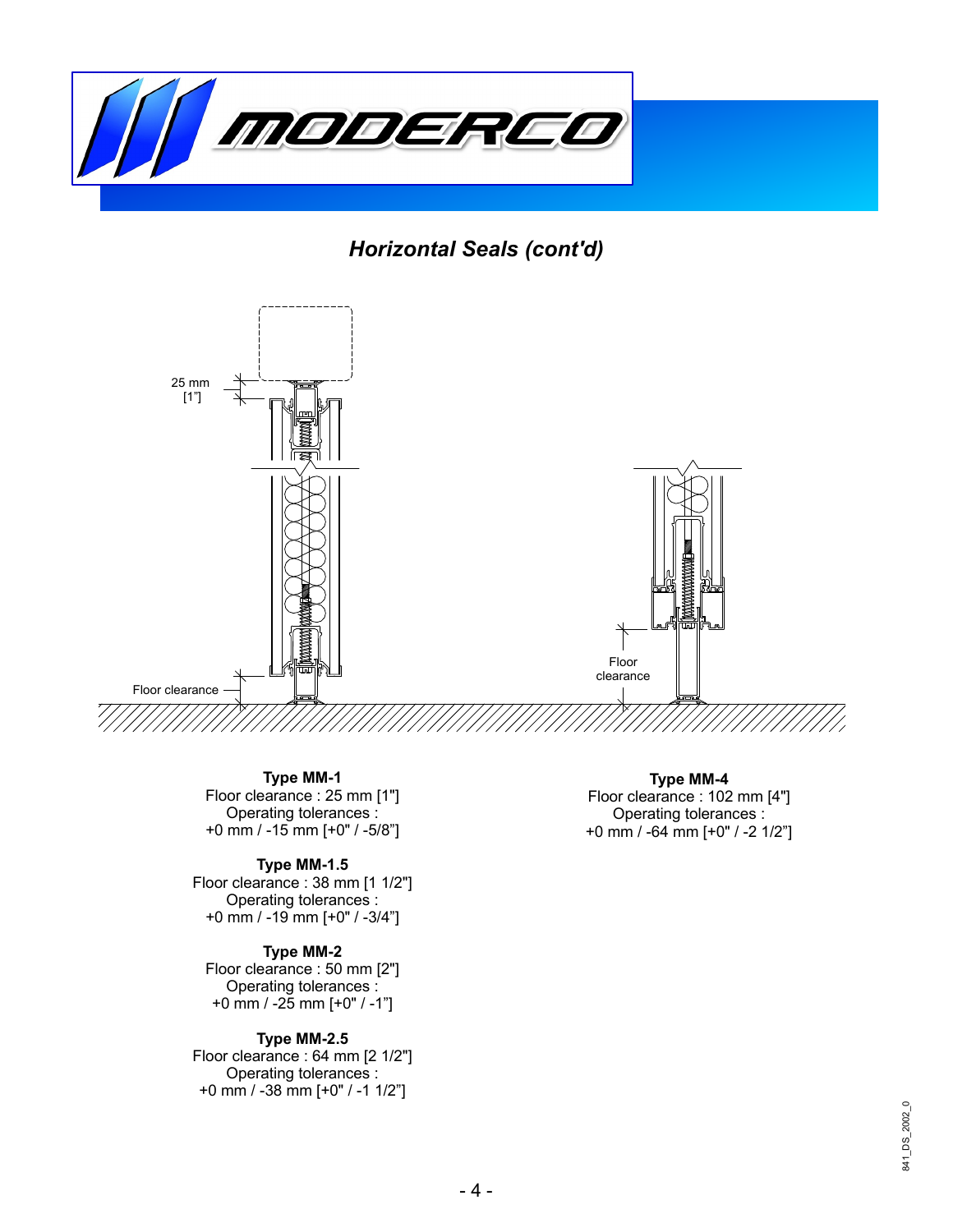## *Horizontal Seals (cont'd)*

25 mm
[1"]

Floor clearance

Floor clearance

**Type MM-1**
Floor clearance : 25 mm [1"]
Operating tolerances :
+0 mm / -15 mm [+0" / -5/8"]

**Type MM-1.5**
Floor clearance : 38 mm [1 1/2"]
Operating tolerances :
+0 mm / -19 mm [+0" / -3/4"]

**Type MM-2**
Floor clearance : 50 mm [2"]
Operating tolerances :
+0 mm / -25 mm [+0" / -1"]

**Type MM-2.5**
Floor clearance : 64 mm [2 1/2"]
Operating tolerances :
+0 mm / -38 mm [+0" / -1 1/2"]

**Type MM-4**
Floor clearance : 102 mm [4"]
Operating tolerances :
+0 mm / -64 mm [+0" / -2 1/2"]

841_DS_2002_0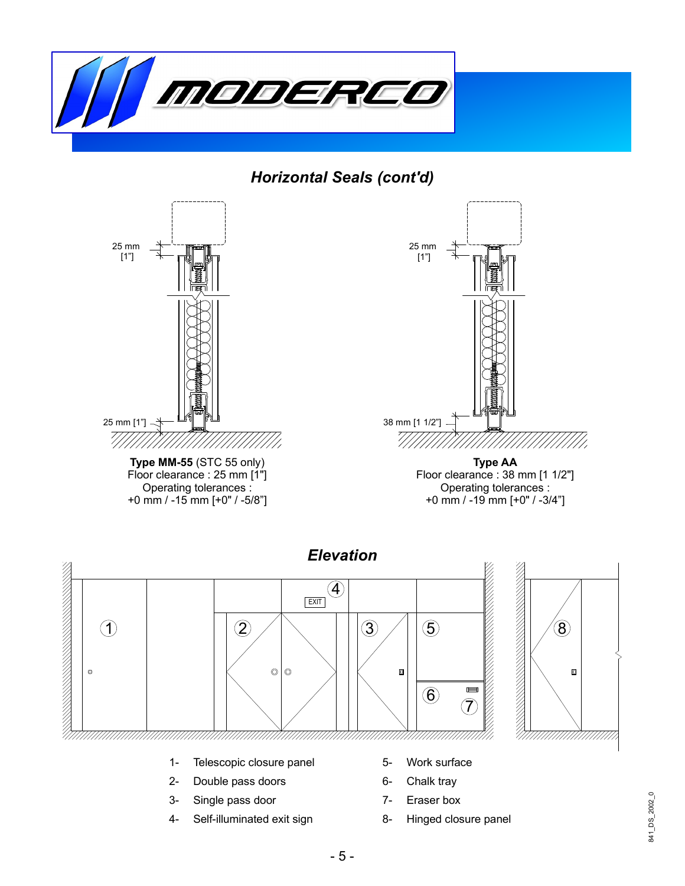## Horizontal Seals (cont'd)

**Type MM-55** (STC 55 only)
Floor clearance : 25 mm [1"]
Operating tolerances :
+0 mm / -15 mm [+0" / -5/8"]

**Type AA**
Floor clearance : 38 mm [1 1/2"]
Operating tolerances :
+0 mm / -19 mm [+0" / -3/4"]

## Elevation

1- Telescopic closure panel
2- Double pass doors
3- Single pass door
4- Self-illuminated exit sign
5- Work surface
6- Chalk tray
7- Eraser box
8- Hinged closure panel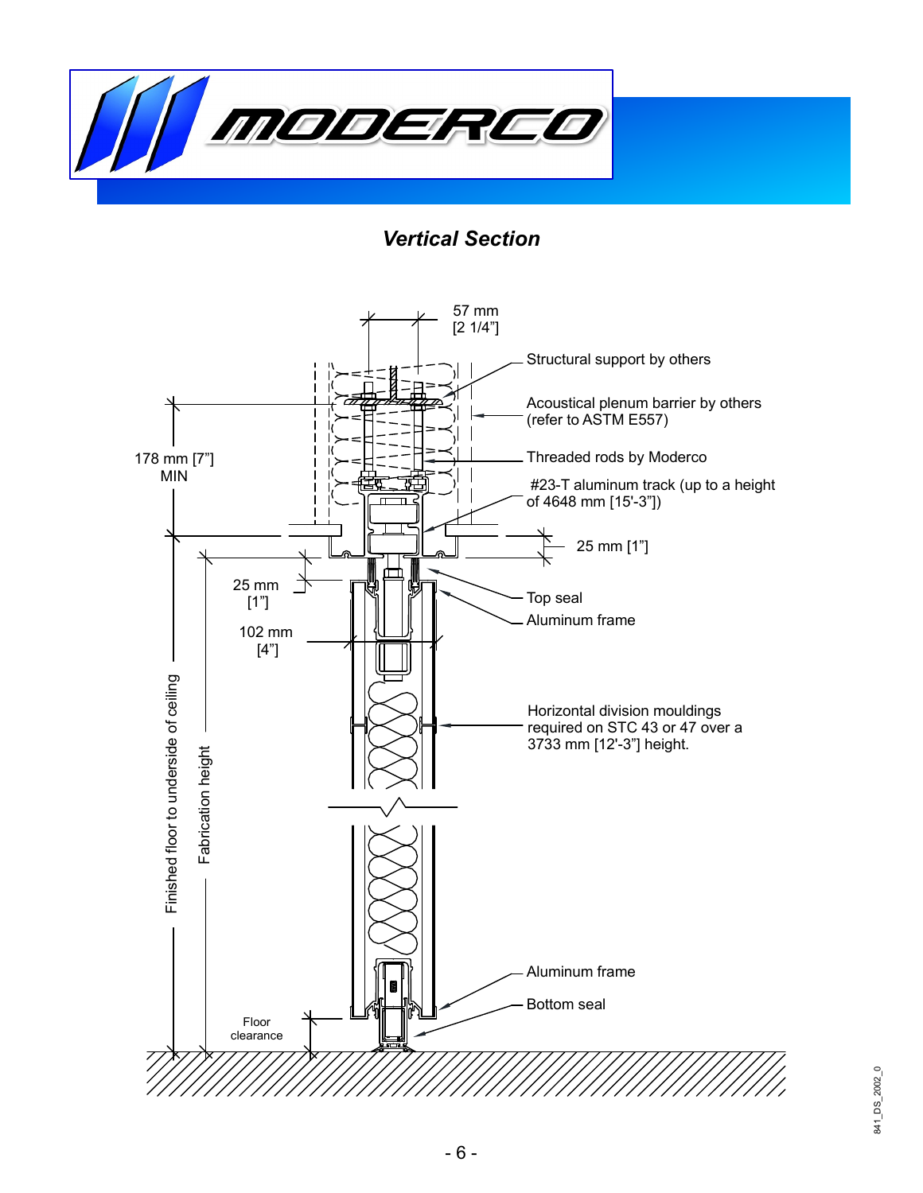# *Vertical Section*

57 mm
[2 1/4"]

Structural support by others

Acoustical plenum barrier by others
(refer to ASTM E557)

178 mm [7"]
MIN

Threaded rods by Moderco

#23-T aluminum track (up to a height of 4648 mm [15'-3"])

25 mm [1"]

25 mm
[1"]

Top seal

Aluminum frame

102 mm
[4"]

Horizontal division mouldings required on STC 43 or 47 over a 3733 mm [12'-3"] height.

Finished floor to underside of ceiling

Fabrication height

Aluminum frame

Bottom seal

Floor
clearance

841_DS_2002_0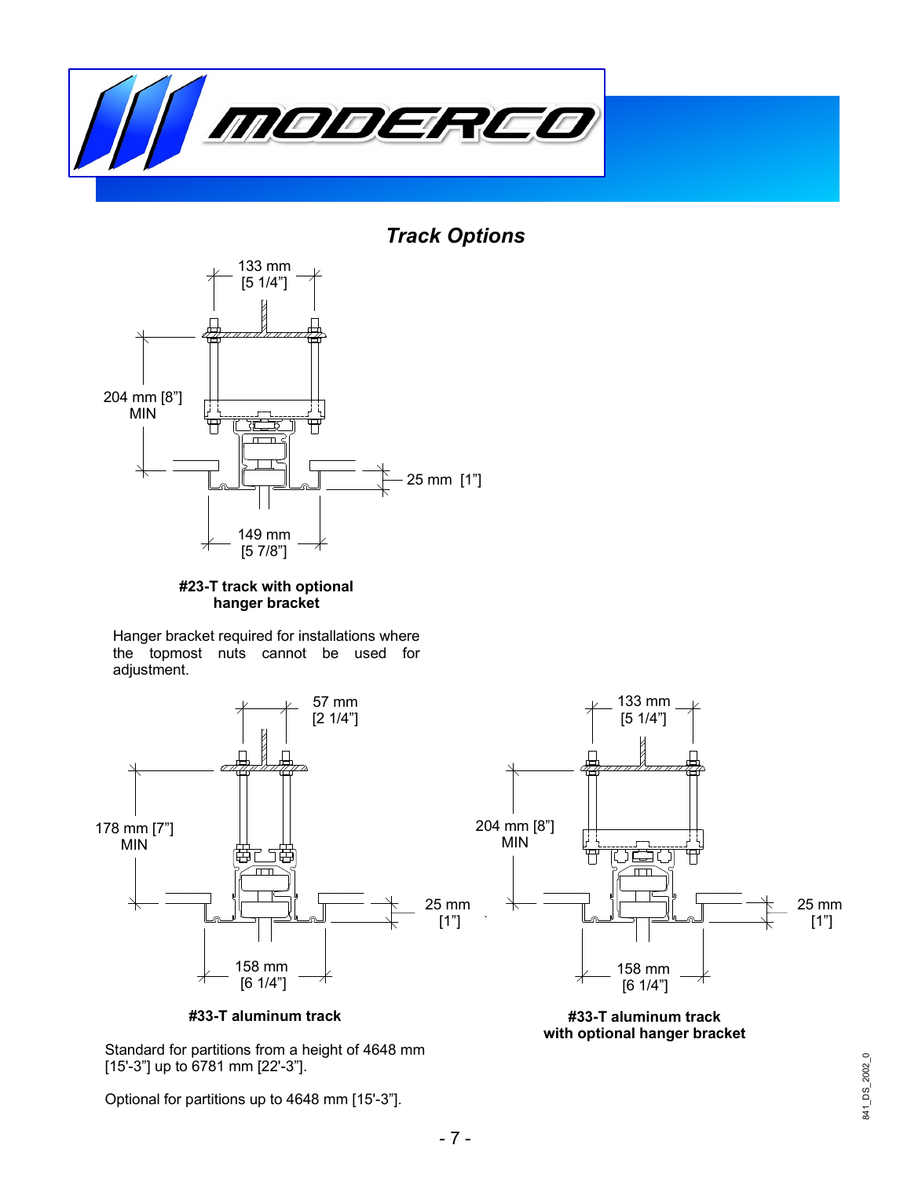## *Track Options*

133 mm
[5 1/4"]

204 mm [8"]
MIN

25 mm [1"]

149 mm
[5 7/8"]

**#23-T track with optional hanger bracket**

Hanger bracket required for installations where the topmost nuts cannot be used for adjustment.

57 mm
[2 1/4"]

178 mm [7"]
MIN

25 mm
[1"]

158 mm
[6 1/4"]

**#33-T aluminum track**

133 mm
[5 1/4"]

204 mm [8"]
MIN

25 mm
[1"]

158 mm
[6 1/4"]

**#33-T aluminum track with optional hanger bracket**

Standard for partitions from a height of 4648 mm [15'-3"] up to 6781 mm [22'-3"].

Optional for partitions up to 4648 mm [15'-3"].

841_DS_2002_0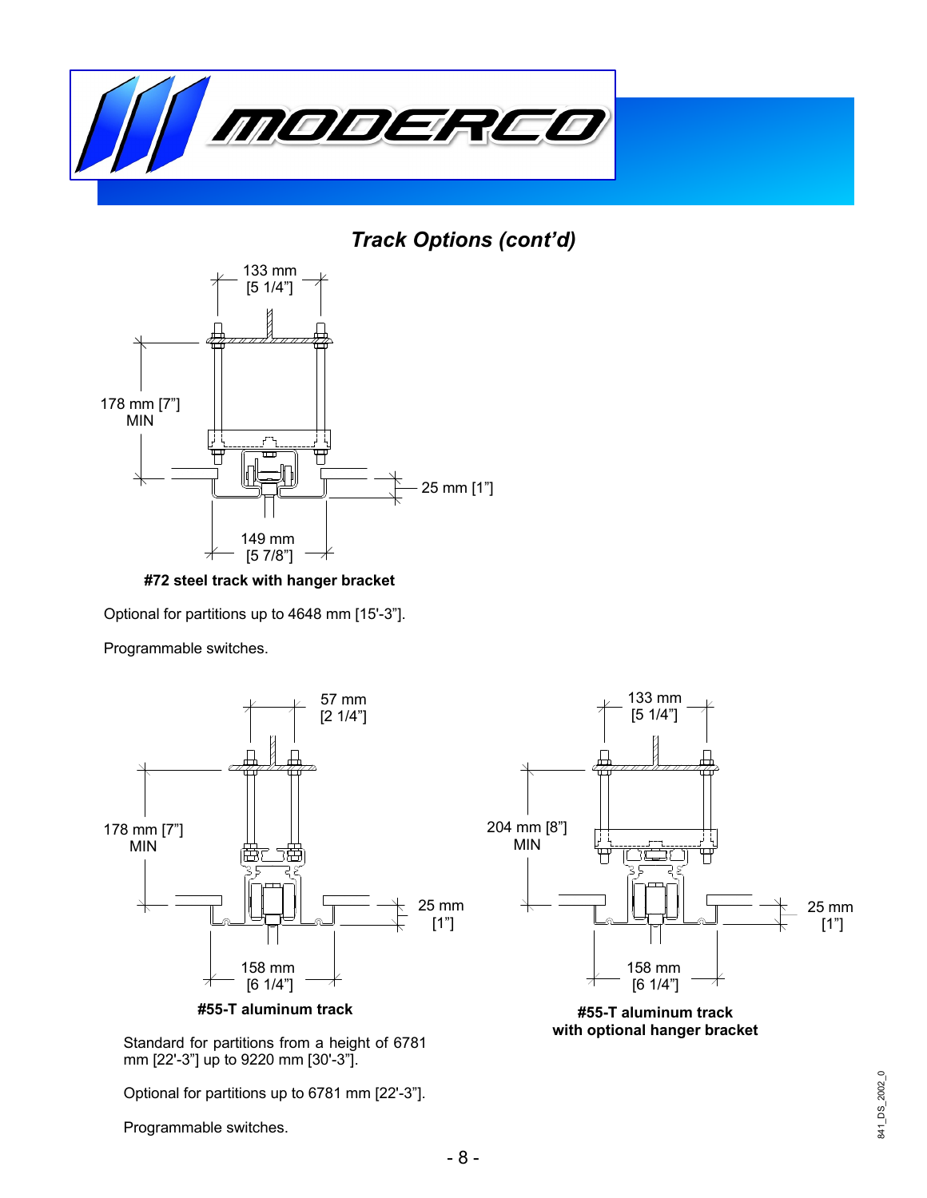## *Track Options (cont'd)*

133 mm
[5 1/4"]

178 mm [7"]
MIN

25 mm [1"]

149 mm
[5 7/8"]

**#72 steel track with hanger bracket**

Optional for partitions up to 4648 mm [15'-3"].

Programmable switches.

57 mm
[2 1/4"]

178 mm [7"]
MIN

25 mm
[1"]

158 mm
[6 1/4"]

**#55-T aluminum track**

Standard for partitions from a height of 6781 mm [22'-3"] up to 9220 mm [30'-3"].

Optional for partitions up to 6781 mm [22'-3"].

Programmable switches.

133 mm
[5 1/4"]

204 mm [8"]
MIN

25 mm
[1"]

158 mm
[6 1/4"]

**#55-T aluminum track with optional hanger bracket**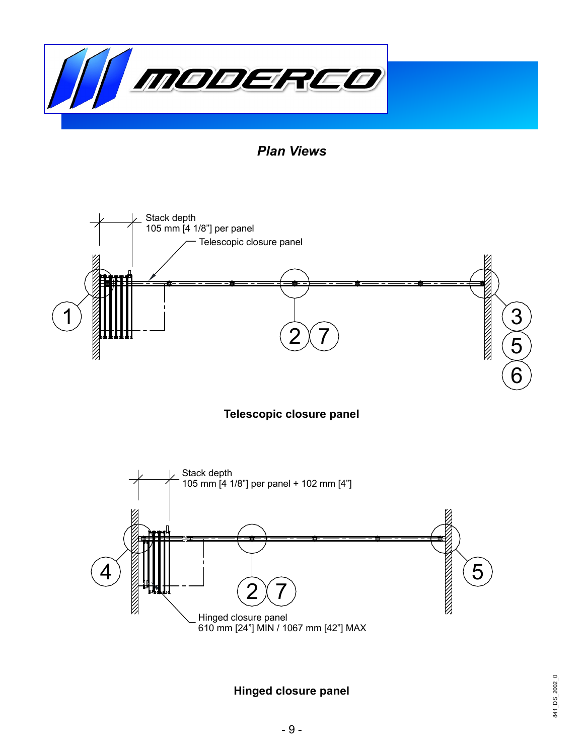## *Plan Views*

Stack depth
105 mm [4 1/8"] per panel

Telescopic closure panel

1

2 7

3
5
6

**Telescopic closure panel**

Stack depth
105 mm [4 1/8"] per panel + 102 mm [4"]

4

2 7

5

Hinged closure panel
610 mm [24"] MIN / 1067 mm [42"] MAX

**Hinged closure panel**

841_DS_2002_0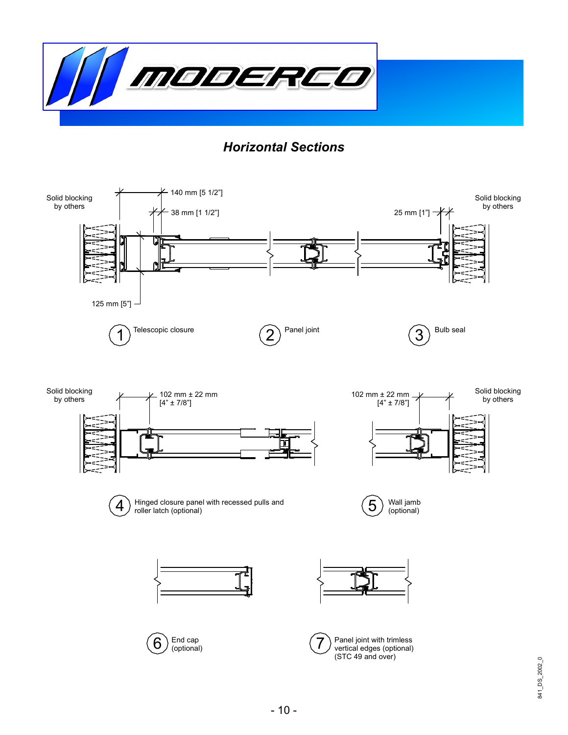## *Horizontal Sections*

Solid blocking by others

140 mm [5 1/2"]

38 mm [1 1/2"]

25 mm [1"]

Solid blocking by others

125 mm [5"]

1 Telescopic closure

2 Panel joint

3 Bulb seal

Solid blocking by others

102 mm ± 22 mm [4" ± 7/8"]

102 mm ± 22 mm [4" ± 7/8"]

Solid blocking by others

4 Hinged closure panel with recessed pulls and roller latch (optional)

5 Wall jamb (optional)

6 End cap (optional)

7 Panel joint with trimless vertical edges (optional) (STC 49 and over)

841_DS_2002_0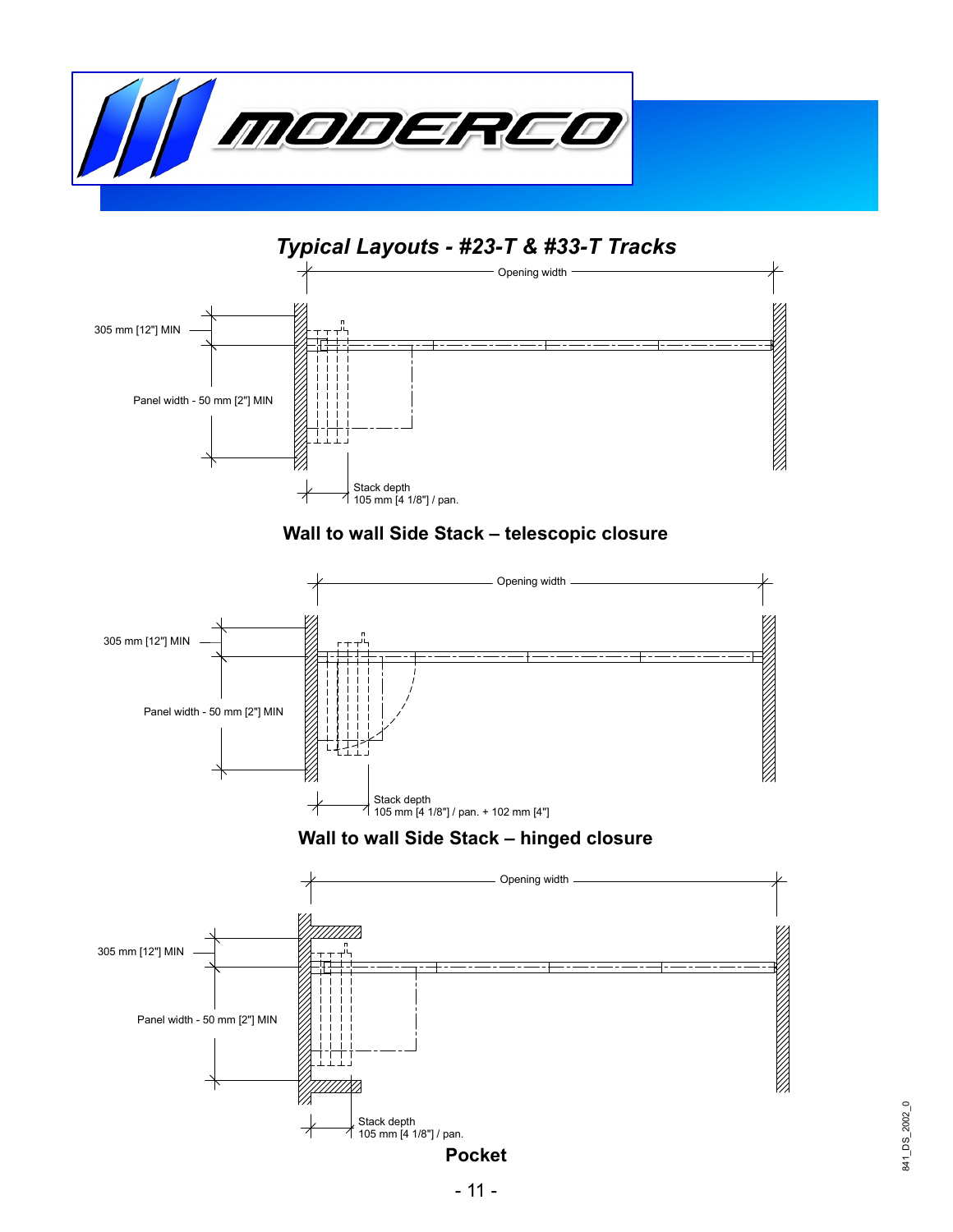## *Typical Layouts - #23-T & #33-T Tracks*

Opening width

305 mm [12"] MIN

Panel width - 50 mm [2"] MIN

Stack depth
105 mm [4 1/8"] / pan.

**Wall to wall Side Stack – telescopic closure**

Opening width

305 mm [12"] MIN

Panel width - 50 mm [2"] MIN

Stack depth
105 mm [4 1/8"] / pan. + 102 mm [4"]

**Wall to wall Side Stack – hinged closure**

Opening width

305 mm [12"] MIN

Panel width - 50 mm [2"] MIN

Stack depth
105 mm [4 1/8"] / pan.

**Pocket**

841_DS_2002_0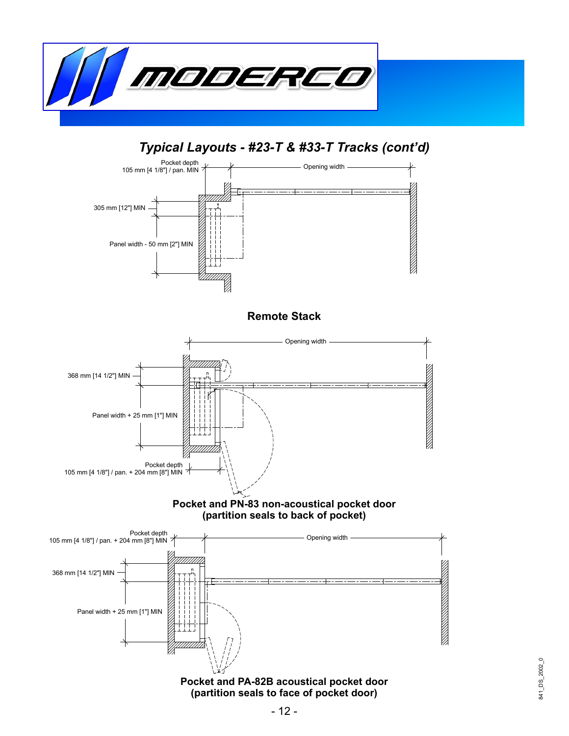# *Typical Layouts - #23-T & #33-T Tracks (cont'd)*

Pocket depth
105 mm [4 1/8"] / pan. MIN

Opening width

305 mm [12"] MIN

Panel width - 50 mm [2"] MIN

**Remote Stack**

Opening width

368 mm [14 1/2"] MIN

Panel width + 25 mm [1"] MIN

Pocket depth
105 mm [4 1/8"] / pan. + 204 mm [8"] MIN

**Pocket and PN-83 non-acoustical pocket door**
**(partition seals to back of pocket)**

Pocket depth
105 mm [4 1/8"] / pan. + 204 mm [8"] MIN

Opening width

368 mm [14 1/2"] MIN

Panel width + 25 mm [1"] MIN

**Pocket and PA-82B acoustical pocket door**
**(partition seals to face of pocket door)**

841_DS_2002_0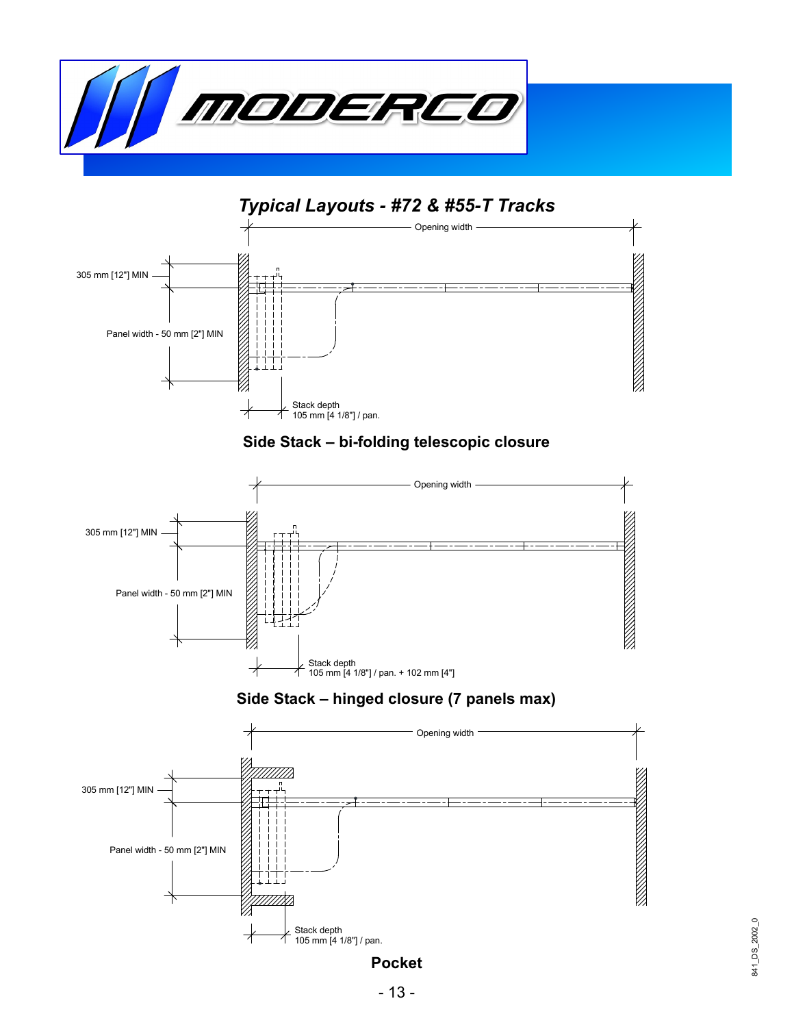# Typical Layouts - #72 & #55-T Tracks

Opening width

305 mm [12"] MIN

Panel width - 50 mm [2"] MIN

Stack depth
105 mm [4 1/8"] / pan.

**Side Stack – bi-folding telescopic closure**

Opening width

305 mm [12"] MIN

Panel width - 50 mm [2"] MIN

Stack depth
105 mm [4 1/8"] / pan. + 102 mm [4"]

**Side Stack – hinged closure (7 panels max)**

Opening width

305 mm [12"] MIN

Panel width - 50 mm [2"] MIN

Stack depth
105 mm [4 1/8"] / pan.

**Pocket**

841_DS_2002_0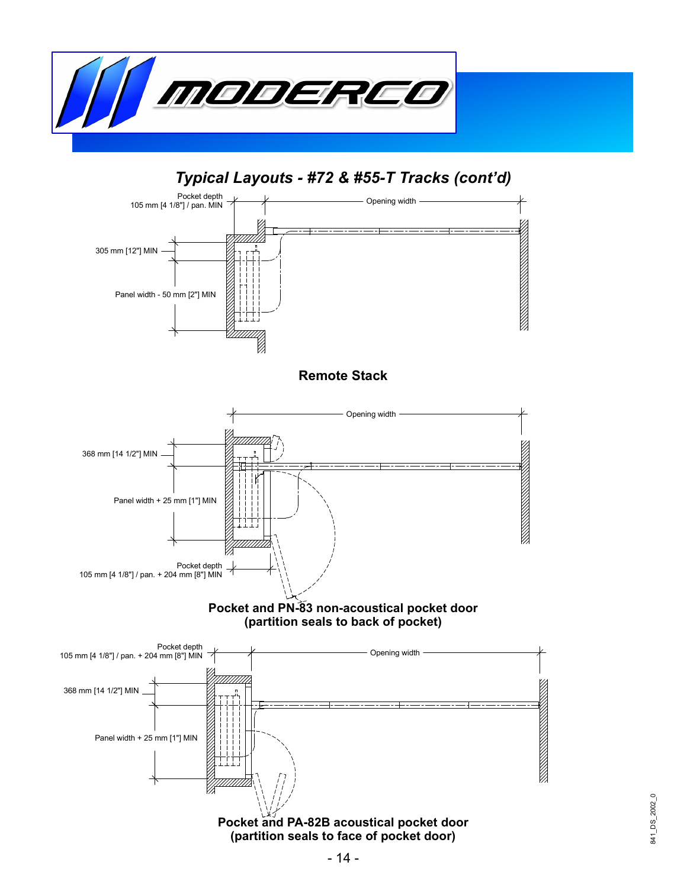## *Typical Layouts - #72 & #55-T Tracks (cont'd)*

Pocket depth
105 mm [4 1/8"] / pan. MIN

Opening width

305 mm [12"] MIN

Panel width - 50 mm [2"] MIN

**Remote Stack**

Opening width

368 mm [14 1/2"] MIN

Panel width + 25 mm [1"] MIN

Pocket depth
105 mm [4 1/8"] / pan. + 204 mm [8"] MIN

**Pocket and PN-83 non-acoustical pocket door (partition seals to back of pocket)**

Pocket depth
105 mm [4 1/8"] / pan. + 204 mm [8"] MIN

Opening width

368 mm [14 1/2"] MIN

Panel width + 25 mm [1"] MIN

**Pocket and PA-82B acoustical pocket door (partition seals to face of pocket door)**

841_DS_2002_0